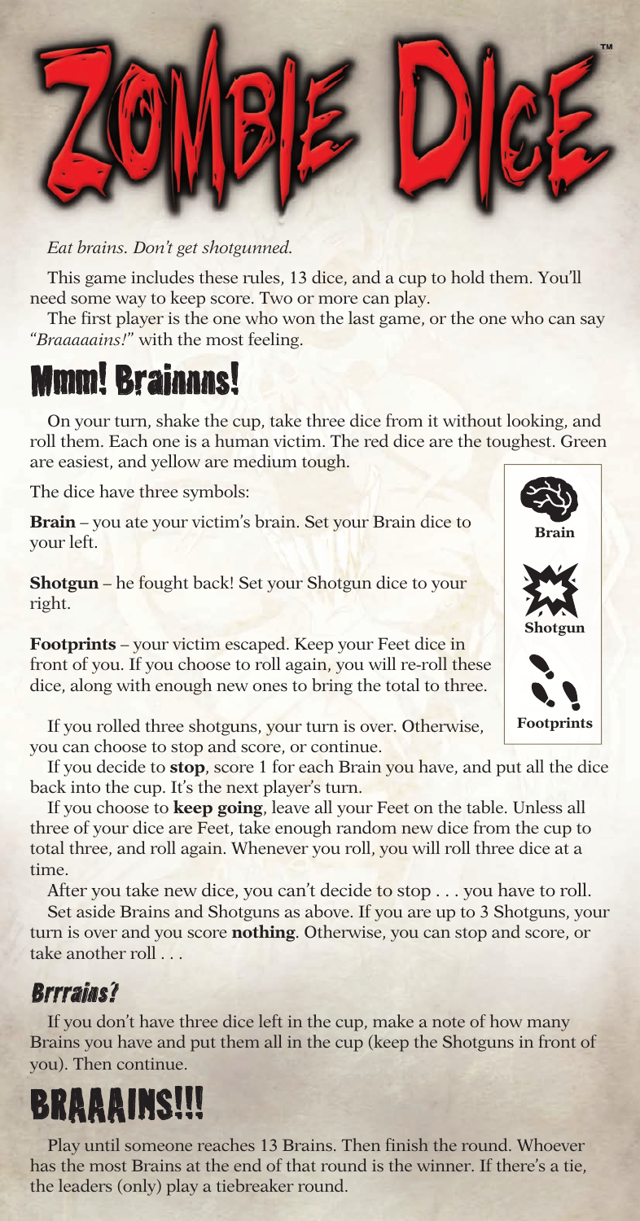# ZOMBIE DICE™

*Eat brains. Don't get shotgunned.*

This game includes these rules, 13 dice, and a cup to hold them. You'll need some way to keep score. Two or more can play.

The first player is the one who won the last game, or the one who can say "*Braaaaains!*" with the most feeling.

## Mmm! Brainnns!

On your turn, shake the cup, take three dice from it without looking, and roll them. Each one is a human victim. The red dice are the toughest. Green are easiest, and yellow are medium tough.

The dice have three symbols:

**Brain** – you ate your victim's brain. Set your Brain dice to your left.

**Shotgun** – he fought back! Set your Shotgun dice to your right.

**Footprints** – your victim escaped. Keep your Feet dice in front of you. If you choose to roll again, you will re-roll these dice, along with enough new ones to bring the total to three.

**Brain**

**Shotgun**

**Footprints**

If you rolled three shotguns, your turn is over. Otherwise, you can choose to stop and score, or continue.

If you decide to **stop**, score 1 for each Brain you have, and put all the dice back into the cup. It's the next player's turn.

If you choose to **keep going**, leave all your Feet on the table. Unless all three of your dice are Feet, take enough random new dice from the cup to total three, and roll again. Whenever you roll, you will roll three dice at a time.

After you take new dice, you can't decide to stop . . . you have to roll.

Set aside Brains and Shotguns as above. If you are up to 3 Shotguns, your turn is over and you score **nothing**. Otherwise, you can stop and score, or take another roll . . .

### *Brrrains?*

If you don't have three dice left in the cup, make a note of how many Brains you have and put them all in the cup (keep the Shotguns in front of you). Then continue.

## BRAAAINS!!!

Play until someone reaches 13 Brains. Then finish the round. Whoever has the most Brains at the end of that round is the winner. If there's a tie, the leaders (only) play a tiebreaker round.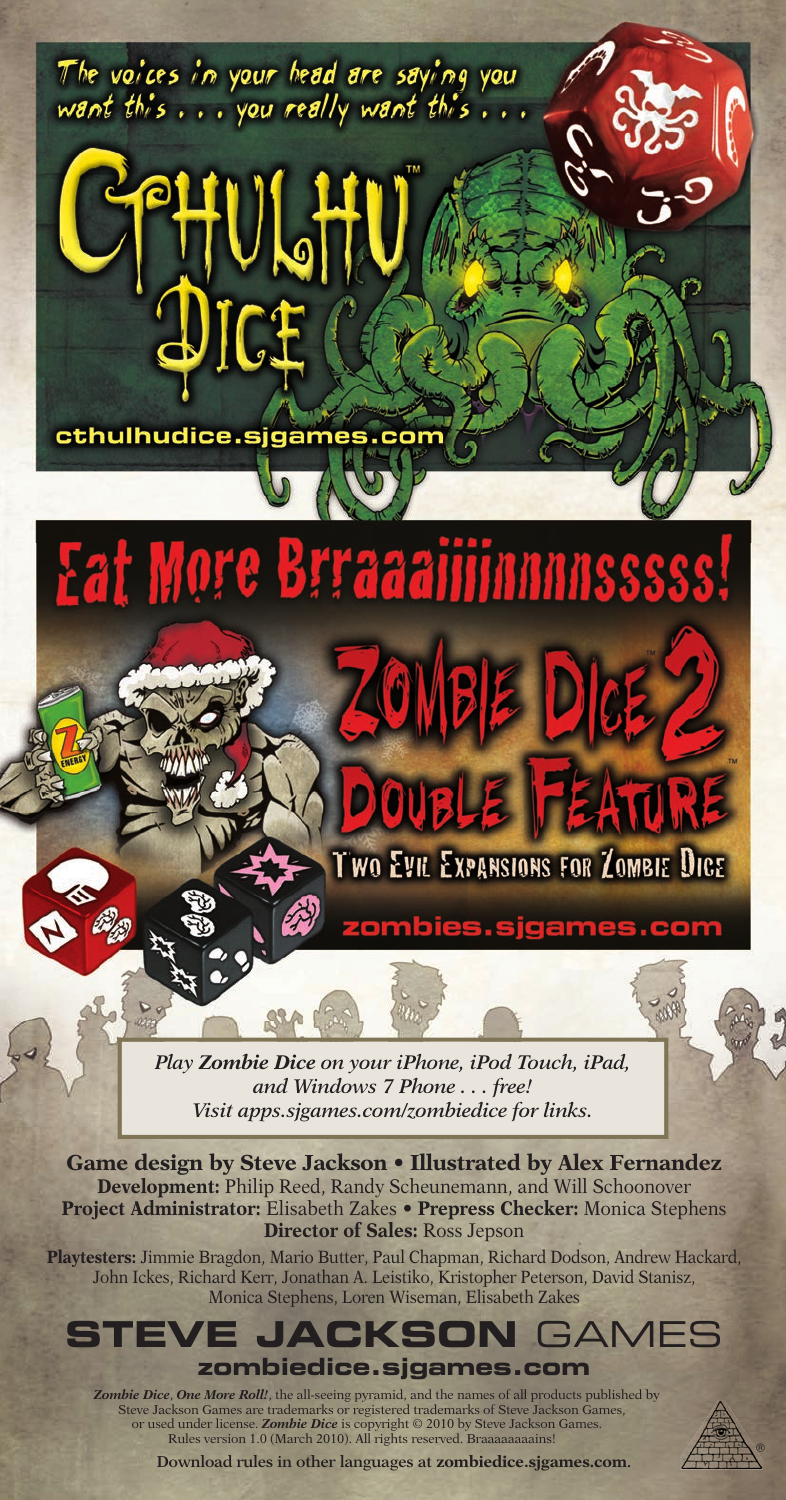The voices in your head are saying you want this . . . you really want this . . .

# Cthulhu Dice

cthulhudice.sjgames.com

# Eat More Brraaaiiiinnnnsssss!

## Zombie Dice 2 Double Feature

Two Evil Expansions for Zombie Dice

zombies.sjgames.com

*Play **Zombie Dice** on your iPhone, iPod Touch, iPad, and Windows 7 Phone . . . free! Visit apps.sjgames.com/zombiedice for links.*

**Game design by Steve Jackson • Illustrated by Alex Fernandez**

**Development:** Philip Reed, Randy Scheunemann, and Will Schoonover

**Project Administrator:** Elisabeth Zakes • **Prepress Checker:** Monica Stephens

**Director of Sales:** Ross Jepson

**Playtesters:** Jimmie Bragdon, Mario Butter, Paul Chapman, Richard Dodson, Andrew Hackard, John Ickes, Richard Kerr, Jonathan A. Leistiko, Kristopher Peterson, David Stanisz, Monica Stephens, Loren Wiseman, Elisabeth Zakes

**STEVE JACKSON GAMES**

**zombiedice.sjgames.com**

***Zombie Dice**, **One More Roll!**, the all-seeing pyramid, and the names of all products published by Steve Jackson Games are trademarks or registered trademarks of Steve Jackson Games, or used under license. **Zombie Dice** is copyright © 2010 by Steve Jackson Games. Rules version 1.0 (March 2010). All rights reserved. Braaaaaaaains!*

Download rules in other languages at **zombiedice.sjgames.com**.